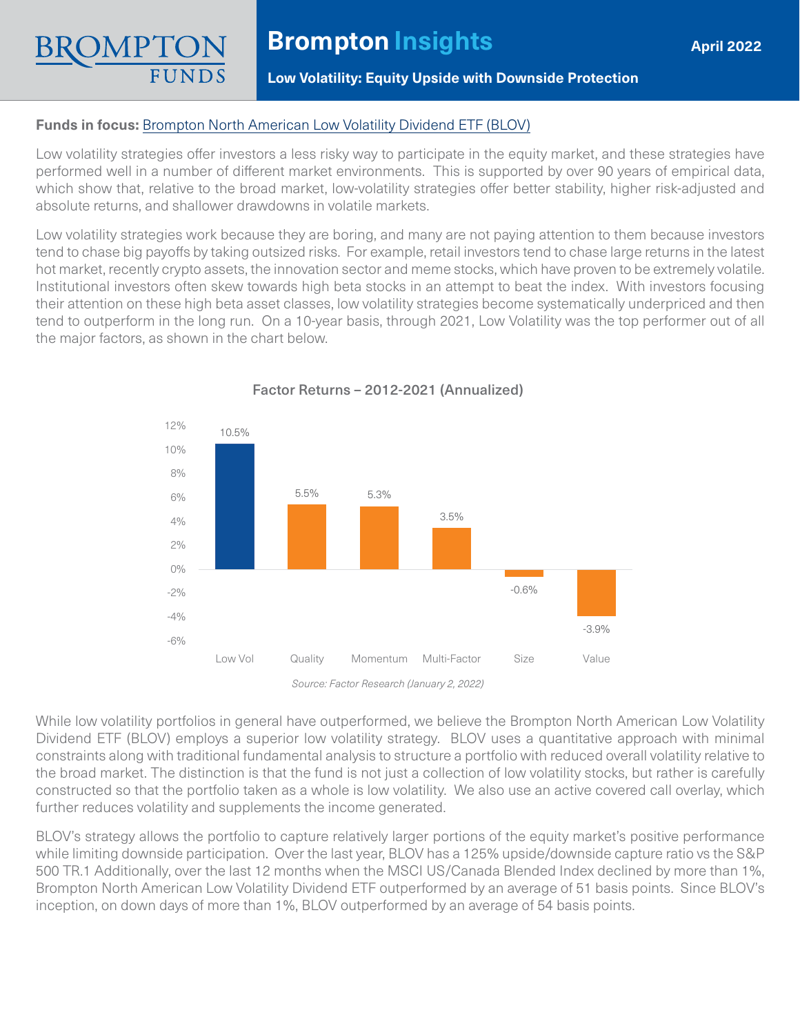# Brompton Insights

**April 2022**

## Low Volatility: Equity Upside with Downside Protection

**Funds in focus:** Brompton North American Low Volatility Dividend ETF (BLOV)

Low volatility strategies offer investors a less risky way to participate in the equity market, and these strategies have performed well in a number of different market environments. This is supported by over 90 years of empirical data, which show that, relative to the broad market, low-volatility strategies offer better stability, higher risk-adjusted and absolute returns, and shallower drawdowns in volatile markets.

Low volatility strategies work because they are boring, and many are not paying attention to them because investors tend to chase big payoffs by taking outsized risks. For example, retail investors tend to chase large returns in the latest hot market, recently crypto assets, the innovation sector and meme stocks, which have proven to be extremely volatile. Institutional investors often skew towards high beta stocks in an attempt to beat the index. With investors focusing their attention on these high beta asset classes, low volatility strategies become systematically underpriced and then tend to outperform in the long run. On a 10-year basis, through 2021, Low Volatility was the top performer out of all the major factors, as shown in the chart below.

**Factor Returns – 2012-2021 (Annualized)**

| Factor | Annualized Return |
|---|---|
| Low Vol | 10.5% |
| Quality | 5.5% |
| Momentum | 5.3% |
| Multi-Factor | 3.5% |
| Size | -0.6% |
| Value | -3.9% |

*Source: Factor Research (January 2, 2022)*

While low volatility portfolios in general have outperformed, we believe the Brompton North American Low Volatility Dividend ETF (BLOV) employs a superior low volatility strategy. BLOV uses a quantitative approach with minimal constraints along with traditional fundamental analysis to structure a portfolio with reduced overall volatility relative to the broad market. The distinction is that the fund is not just a collection of low volatility stocks, but rather is carefully constructed so that the portfolio taken as a whole is low volatility. We also use an active covered call overlay, which further reduces volatility and supplements the income generated.

BLOV's strategy allows the portfolio to capture relatively larger portions of the equity market's positive performance while limiting downside participation. Over the last year, BLOV has a 125% upside/downside capture ratio vs the S&P 500 TR.[1] Additionally, over the last 12 months when the MSCI US/Canada Blended Index declined by more than 1%, Brompton North American Low Volatility Dividend ETF outperformed by an average of 51 basis points. Since BLOV's inception, on down days of more than 1%, BLOV outperformed by an average of 54 basis points.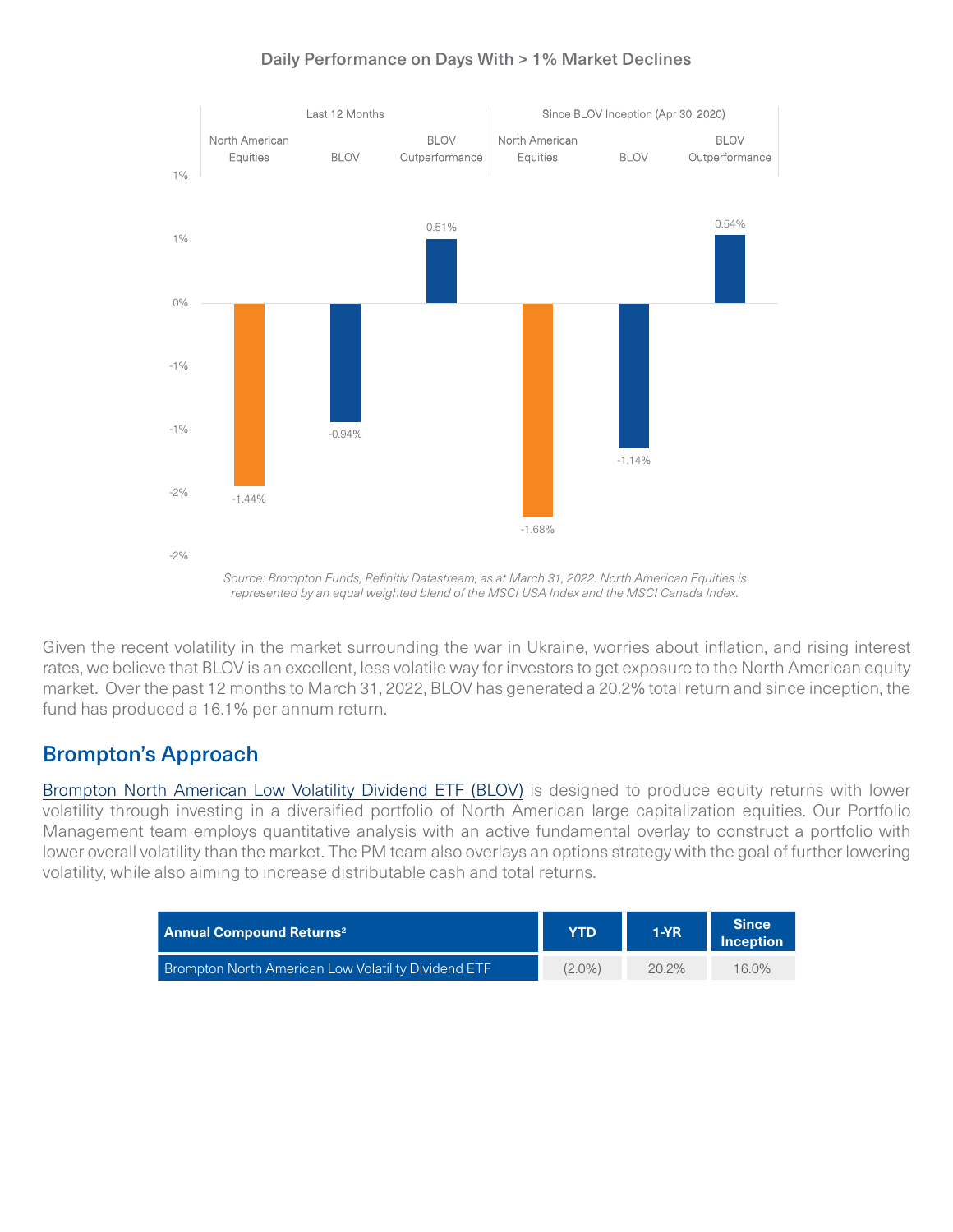**Daily Performance on Days With > 1% Market Declines**

| | Last 12 Months | | | Since BLOV Inception (Apr 30, 2020) | | |
|---|---|---|---|---|---|---|
| | North American Equities | BLOV | BLOV Outperformance | North American Equities | BLOV | BLOV Outperformance |
| Daily Performance | -1.44% | -0.94% | 0.51% | -1.68% | -1.14% | 0.54% |

*Source: Brompton Funds, Refinitiv Datastream, as at March 31, 2022. North American Equities is represented by an equal weighted blend of the MSCI USA Index and the MSCI Canada Index.*

Given the recent volatility in the market surrounding the war in Ukraine, worries about inflation, and rising interest rates, we believe that BLOV is an excellent, less volatile way for investors to get exposure to the North American equity market. Over the past 12 months to March 31, 2022, BLOV has generated a 20.2% total return and since inception, the fund has produced a 16.1% per annum return.

## Brompton's Approach

Brompton North American Low Volatility Dividend ETF (BLOV) is designed to produce equity returns with lower volatility through investing in a diversified portfolio of North American large capitalization equities. Our Portfolio Management team employs quantitative analysis with an active fundamental overlay to construct a portfolio with lower overall volatility than the market. The PM team also overlays an options strategy with the goal of further lowering volatility, while also aiming to increase distributable cash and total returns.

| Annual Compound Returns[2] | YTD | 1-YR | Since Inception |
|---|---|---|---|
| Brompton North American Low Volatility Dividend ETF | (2.0%) | 20.2% | 16.0% |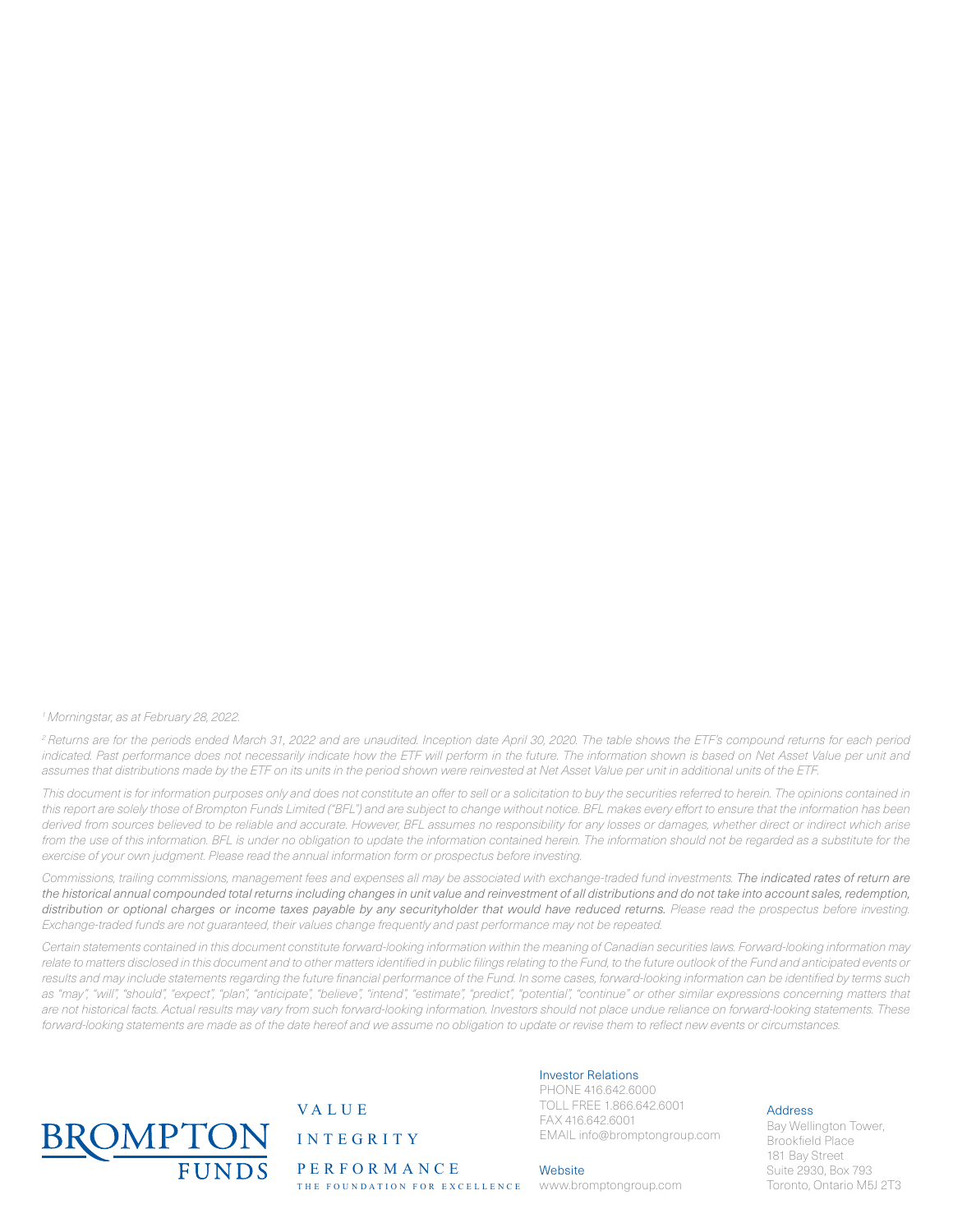*[1] Morningstar, as at February 28, 2022.*

*[2] Returns are for the periods ended March 31, 2022 and are unaudited. Inception date April 30, 2020. The table shows the ETF's compound returns for each period indicated. Past performance does not necessarily indicate how the ETF will perform in the future. The information shown is based on Net Asset Value per unit and assumes that distributions made by the ETF on its units in the period shown were reinvested at Net Asset Value per unit in additional units of the ETF.*

*This document is for information purposes only and does not constitute an offer to sell or a solicitation to buy the securities referred to herein. The opinions contained in this report are solely those of Brompton Funds Limited ("BFL") and are subject to change without notice. BFL makes every effort to ensure that the information has been derived from sources believed to be reliable and accurate. However, BFL assumes no responsibility for any losses or damages, whether direct or indirect which arise from the use of this information. BFL is under no obligation to update the information contained herein. The information should not be regarded as a substitute for the exercise of your own judgment. Please read the annual information form or prospectus before investing.*

*Commissions, trailing commissions, management fees and expenses all may be associated with exchange-traded fund investments. The indicated rates of return are the historical annual compounded total returns including changes in unit value and reinvestment of all distributions and do not take into account sales, redemption, distribution or optional charges or income taxes payable by any securityholder that would have reduced returns. Please read the prospectus before investing. Exchange-traded funds are not guaranteed, their values change frequently and past performance may not be repeated.*

*Certain statements contained in this document constitute forward-looking information within the meaning of Canadian securities laws. Forward-looking information may relate to matters disclosed in this document and to other matters identified in public filings relating to the Fund, to the future outlook of the Fund and anticipated events or results and may include statements regarding the future financial performance of the Fund. In some cases, forward-looking information can be identified by terms such as "may", "will", "should", "expect", "plan", "anticipate", "believe", "intend", "estimate", "predict", "potential", "continue" or other similar expressions concerning matters that are not historical facts. Actual results may vary from such forward-looking information. Investors should not place undue reliance on forward-looking statements. These forward-looking statements are made as of the date hereof and we assume no obligation to update or revise them to reflect new events or circumstances.*

BROMPTON FUNDS

VALUE
INTEGRITY
PERFORMANCE
THE FOUNDATION FOR EXCELLENCE

**Investor Relations**
PHONE 416.642.6000
TOLL FREE 1.866.642.6001
FAX 416.642.6001
EMAIL info@bromptongroup.com

**Website**
www.bromptongroup.com

**Address**
Bay Wellington Tower,
Brookfield Place
181 Bay Street
Suite 2930, Box 793
Toronto, Ontario M5J 2T3